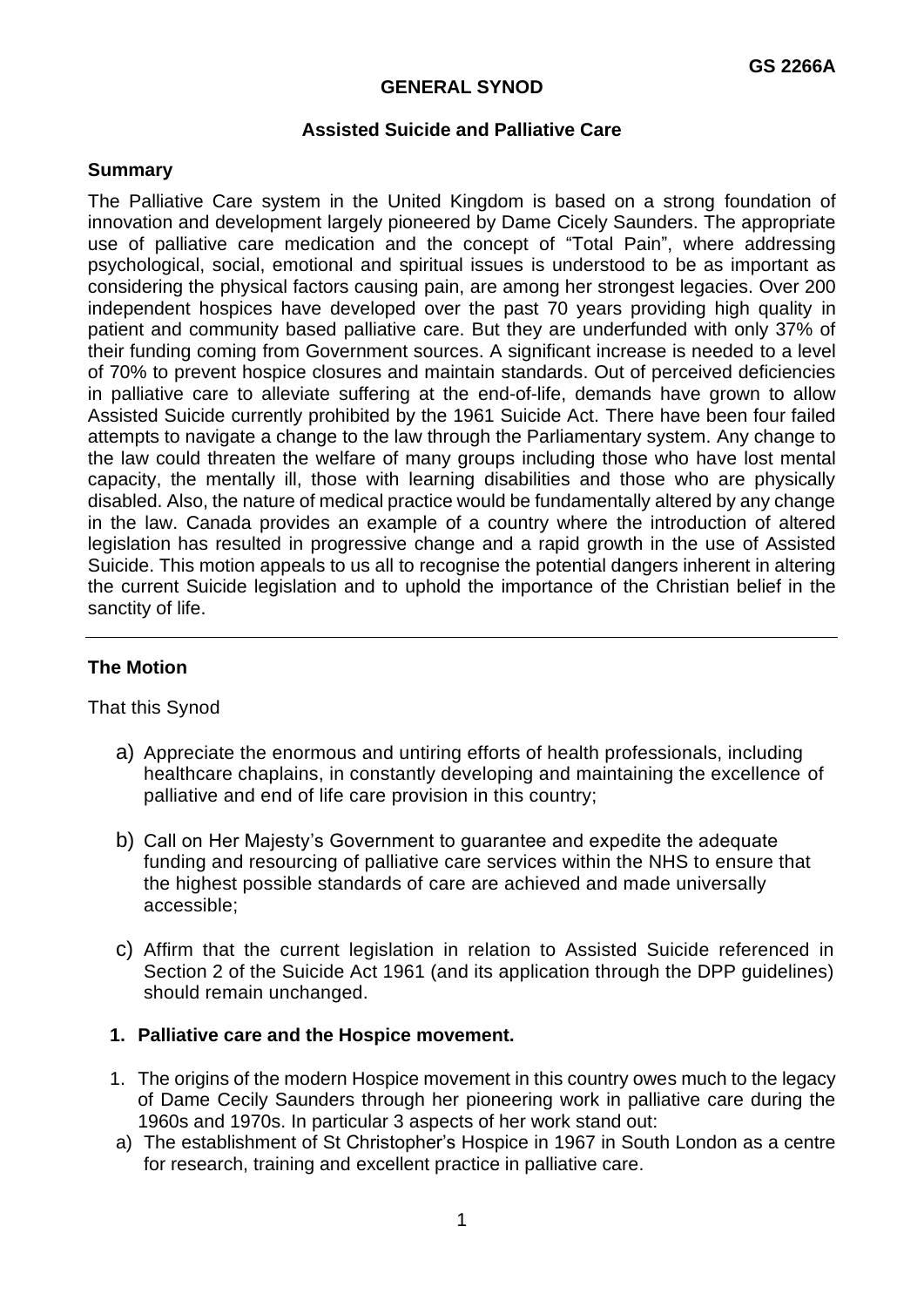GS 2266A

# GENERAL SYNOD

## Assisted Suicide and Palliative Care

### Summary

The Palliative Care system in the United Kingdom is based on a strong foundation of innovation and development largely pioneered by Dame Cicely Saunders. The appropriate use of palliative care medication and the concept of "Total Pain", where addressing psychological, social, emotional and spiritual issues is understood to be as important as considering the physical factors causing pain, are among her strongest legacies. Over 200 independent hospices have developed over the past 70 years providing high quality in patient and community based palliative care. But they are underfunded with only 37% of their funding coming from Government sources. A significant increase is needed to a level of 70% to prevent hospice closures and maintain standards. Out of perceived deficiencies in palliative care to alleviate suffering at the end-of-life, demands have grown to allow Assisted Suicide currently prohibited by the 1961 Suicide Act. There have been four failed attempts to navigate a change to the law through the Parliamentary system. Any change to the law could threaten the welfare of many groups including those who have lost mental capacity, the mentally ill, those with learning disabilities and those who are physically disabled. Also, the nature of medical practice would be fundamentally altered by any change in the law. Canada provides an example of a country where the introduction of altered legislation has resulted in progressive change and a rapid growth in the use of Assisted Suicide. This motion appeals to us all to recognise the potential dangers inherent in altering the current Suicide legislation and to uphold the importance of the Christian belief in the sanctity of life.

---

### The Motion

That this Synod

a) Appreciate the enormous and untiring efforts of health professionals, including healthcare chaplains, in constantly developing and maintaining the excellence of palliative and end of life care provision in this country;

b) Call on Her Majesty's Government to guarantee and expedite the adequate funding and resourcing of palliative care services within the NHS to ensure that the highest possible standards of care are achieved and made universally accessible;

c) Affirm that the current legislation in relation to Assisted Suicide referenced in Section 2 of the Suicide Act 1961 (and its application through the DPP guidelines) should remain unchanged.

### 1. Palliative care and the Hospice movement.

1. The origins of the modern Hospice movement in this country owes much to the legacy of Dame Cecily Saunders through her pioneering work in palliative care during the 1960s and 1970s. In particular 3 aspects of her work stand out:

a) The establishment of St Christopher's Hospice in 1967 in South London as a centre for research, training and excellent practice in palliative care.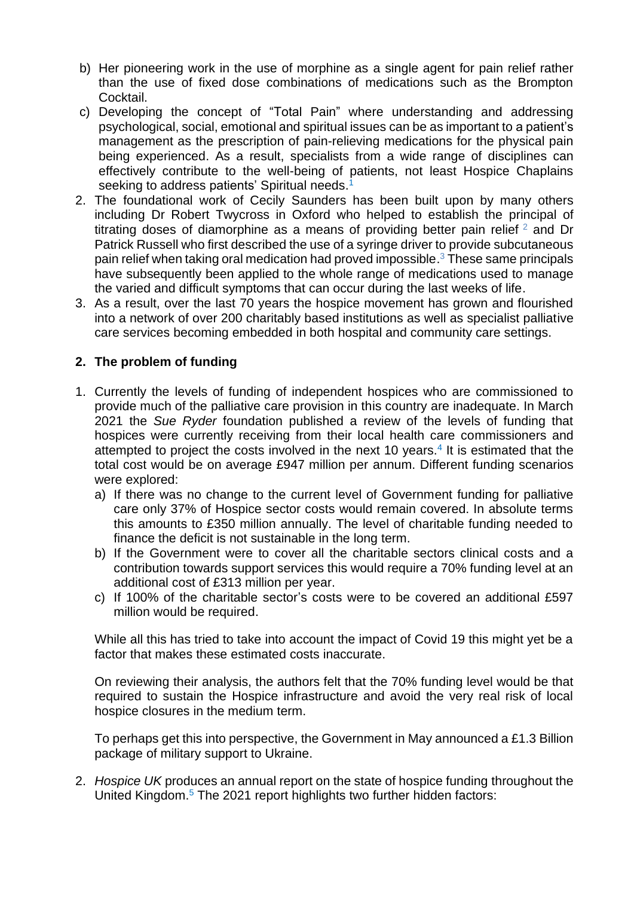b) Her pioneering work in the use of morphine as a single agent for pain relief rather than the use of fixed dose combinations of medications such as the Brompton Cocktail.

c) Developing the concept of "Total Pain" where understanding and addressing psychological, social, emotional and spiritual issues can be as important to a patient's management as the prescription of pain-relieving medications for the physical pain being experienced. As a result, specialists from a wide range of disciplines can effectively contribute to the well-being of patients, not least Hospice Chaplains seeking to address patients' Spiritual needs.[1]

2. The foundational work of Cecily Saunders has been built upon by many others including Dr Robert Twycross in Oxford who helped to establish the principal of titrating doses of diamorphine as a means of providing better pain relief [2] and Dr Patrick Russell who first described the use of a syringe driver to provide subcutaneous pain relief when taking oral medication had proved impossible.[3] These same principals have subsequently been applied to the whole range of medications used to manage the varied and difficult symptoms that can occur during the last weeks of life.

3. As a result, over the last 70 years the hospice movement has grown and flourished into a network of over 200 charitably based institutions as well as specialist palliative care services becoming embedded in both hospital and community care settings.

## 2. The problem of funding

1. Currently the levels of funding of independent hospices who are commissioned to provide much of the palliative care provision in this country are inadequate. In March 2021 the *Sue Ryder* foundation published a review of the levels of funding that hospices were currently receiving from their local health care commissioners and attempted to project the costs involved in the next 10 years.[4] It is estimated that the total cost would be on average £947 million per annum. Different funding scenarios were explored:

   a) If there was no change to the current level of Government funding for palliative care only 37% of Hospice sector costs would remain covered. In absolute terms this amounts to £350 million annually. The level of charitable funding needed to finance the deficit is not sustainable in the long term.

   b) If the Government were to cover all the charitable sectors clinical costs and a contribution towards support services this would require a 70% funding level at an additional cost of £313 million per year.

   c) If 100% of the charitable sector's costs were to be covered an additional £597 million would be required.

   While all this has tried to take into account the impact of Covid 19 this might yet be a factor that makes these estimated costs inaccurate.

   On reviewing their analysis, the authors felt that the 70% funding level would be that required to sustain the Hospice infrastructure and avoid the very real risk of local hospice closures in the medium term.

   To perhaps get this into perspective, the Government in May announced a £1.3 Billion package of military support to Ukraine.

2. *Hospice UK* produces an annual report on the state of hospice funding throughout the United Kingdom.[5] The 2021 report highlights two further hidden factors: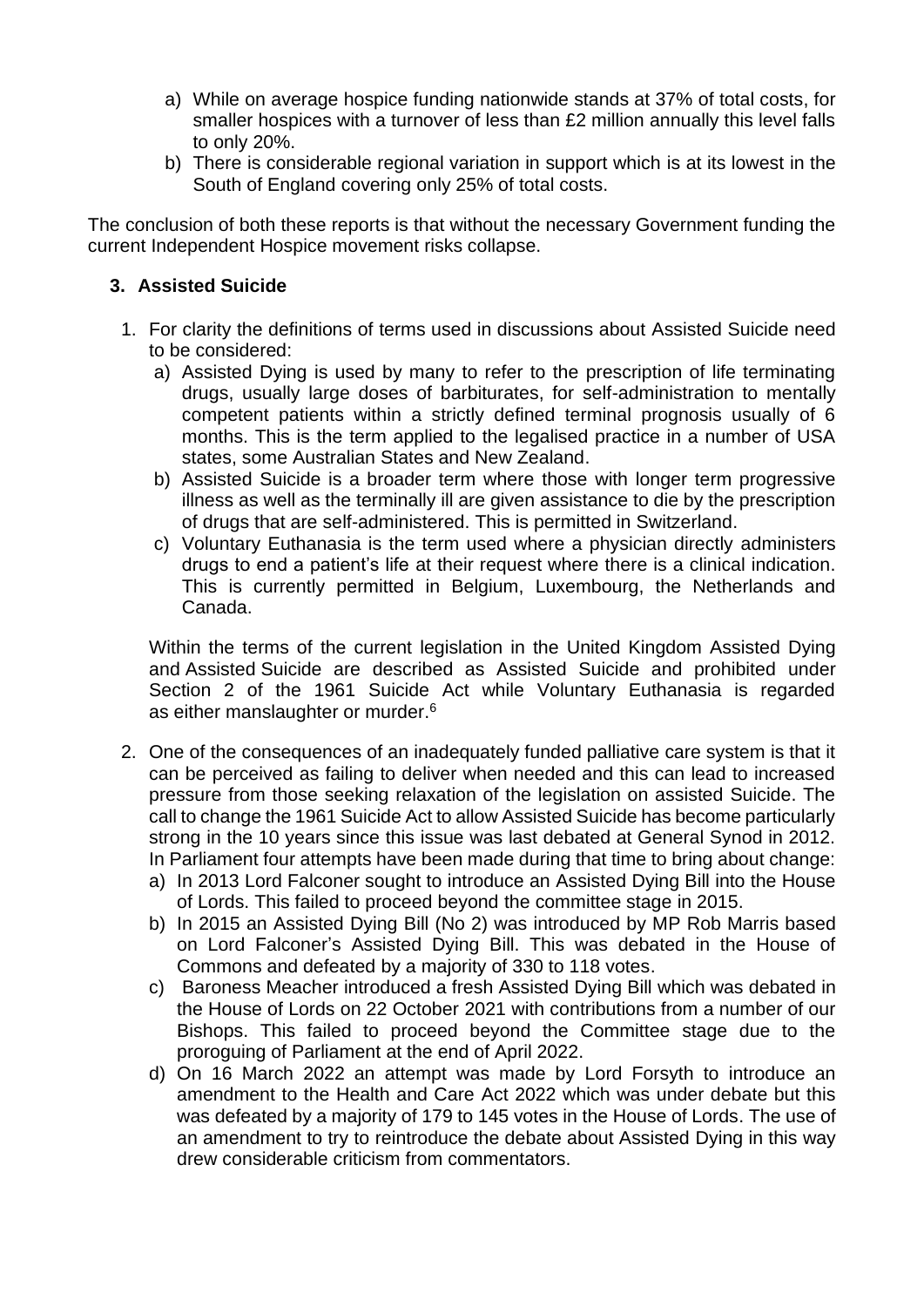a) While on average hospice funding nationwide stands at 37% of total costs, for smaller hospices with a turnover of less than £2 million annually this level falls to only 20%.
b) There is considerable regional variation in support which is at its lowest in the South of England covering only 25% of total costs.

The conclusion of both these reports is that without the necessary Government funding the current Independent Hospice movement risks collapse.

### 3. Assisted Suicide

1. For clarity the definitions of terms used in discussions about Assisted Suicide need to be considered:
   a) Assisted Dying is used by many to refer to the prescription of life terminating drugs, usually large doses of barbiturates, for self-administration to mentally competent patients within a strictly defined terminal prognosis usually of 6 months. This is the term applied to the legalised practice in a number of USA states, some Australian States and New Zealand.
   b) Assisted Suicide is a broader term where those with longer term progressive illness as well as the terminally ill are given assistance to die by the prescription of drugs that are self-administered. This is permitted in Switzerland.
   c) Voluntary Euthanasia is the term used where a physician directly administers drugs to end a patient's life at their request where there is a clinical indication. This is currently permitted in Belgium, Luxembourg, the Netherlands and Canada.

   Within the terms of the current legislation in the United Kingdom Assisted Dying and Assisted Suicide are described as Assisted Suicide and prohibited under Section 2 of the 1961 Suicide Act while Voluntary Euthanasia is regarded as either manslaughter or murder.[6]

2. One of the consequences of an inadequately funded palliative care system is that it can be perceived as failing to deliver when needed and this can lead to increased pressure from those seeking relaxation of the legislation on assisted Suicide. The call to change the 1961 Suicide Act to allow Assisted Suicide has become particularly strong in the 10 years since this issue was last debated at General Synod in 2012. In Parliament four attempts have been made during that time to bring about change:
   a) In 2013 Lord Falconer sought to introduce an Assisted Dying Bill into the House of Lords. This failed to proceed beyond the committee stage in 2015.
   b) In 2015 an Assisted Dying Bill (No 2) was introduced by MP Rob Marris based on Lord Falconer's Assisted Dying Bill. This was debated in the House of Commons and defeated by a majority of 330 to 118 votes.
   c) Baroness Meacher introduced a fresh Assisted Dying Bill which was debated in the House of Lords on 22 October 2021 with contributions from a number of our Bishops. This failed to proceed beyond the Committee stage due to the proroguing of Parliament at the end of April 2022.
   d) On 16 March 2022 an attempt was made by Lord Forsyth to introduce an amendment to the Health and Care Act 2022 which was under debate but this was defeated by a majority of 179 to 145 votes in the House of Lords. The use of an amendment to try to reintroduce the debate about Assisted Dying in this way drew considerable criticism from commentators.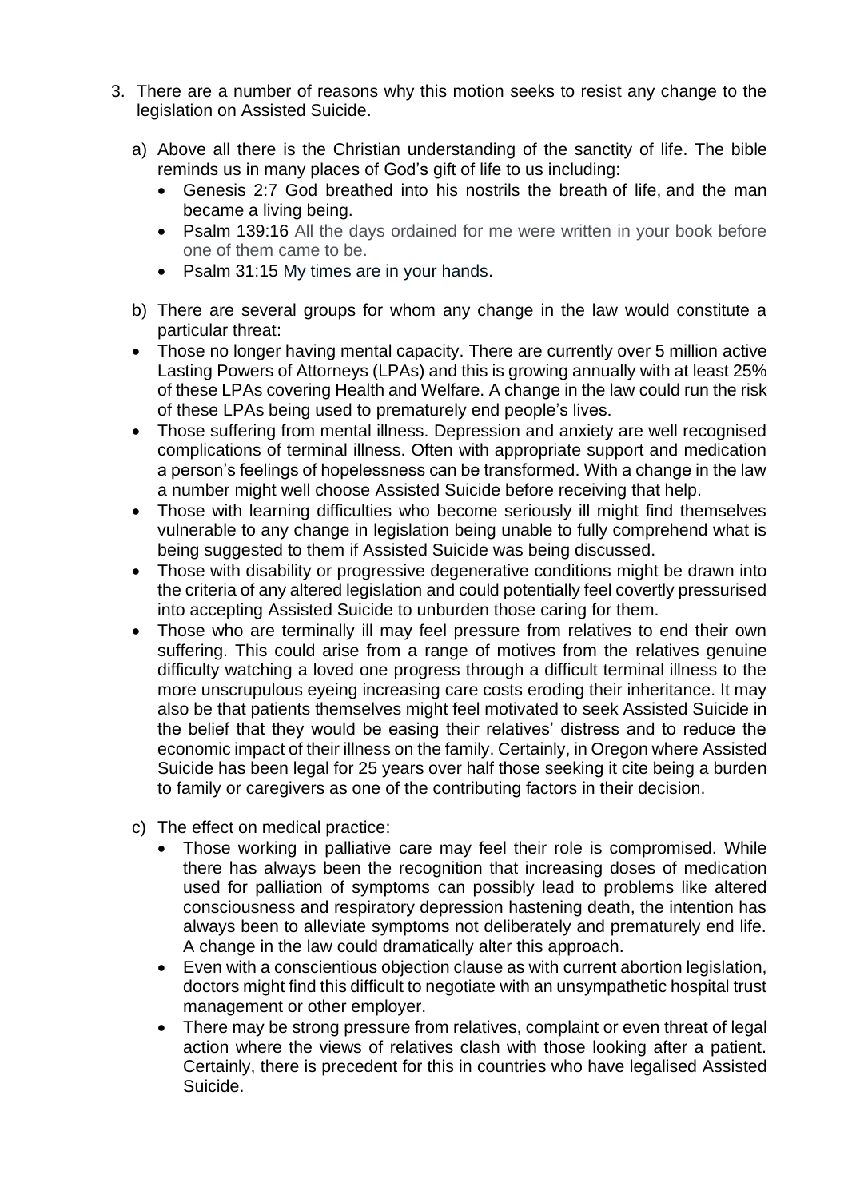3. There are a number of reasons why this motion seeks to resist any change to the legislation on Assisted Suicide.

   a) Above all there is the Christian understanding of the sanctity of life. The bible reminds us in many places of God's gift of life to us including:
      - Genesis 2:7 God breathed into his nostrils the breath of life, and the man became a living being.
      - Psalm 139:16 All the days ordained for me were written in your book before one of them came to be.
      - Psalm 31:15 My times are in your hands.

   b) There are several groups for whom any change in the law would constitute a particular threat:
   - Those no longer having mental capacity. There are currently over 5 million active Lasting Powers of Attorneys (LPAs) and this is growing annually with at least 25% of these LPAs covering Health and Welfare. A change in the law could run the risk of these LPAs being used to prematurely end people's lives.
   - Those suffering from mental illness. Depression and anxiety are well recognised complications of terminal illness. Often with appropriate support and medication a person's feelings of hopelessness can be transformed. With a change in the law a number might well choose Assisted Suicide before receiving that help.
   - Those with learning difficulties who become seriously ill might find themselves vulnerable to any change in legislation being unable to fully comprehend what is being suggested to them if Assisted Suicide was being discussed.
   - Those with disability or progressive degenerative conditions might be drawn into the criteria of any altered legislation and could potentially feel covertly pressurised into accepting Assisted Suicide to unburden those caring for them.
   - Those who are terminally ill may feel pressure from relatives to end their own suffering. This could arise from a range of motives from the relatives genuine difficulty watching a loved one progress through a difficult terminal illness to the more unscrupulous eyeing increasing care costs eroding their inheritance. It may also be that patients themselves might feel motivated to seek Assisted Suicide in the belief that they would be easing their relatives' distress and to reduce the economic impact of their illness on the family. Certainly, in Oregon where Assisted Suicide has been legal for 25 years over half those seeking it cite being a burden to family or caregivers as one of the contributing factors in their decision.

   c) The effect on medical practice:
      - Those working in palliative care may feel their role is compromised. While there has always been the recognition that increasing doses of medication used for palliation of symptoms can possibly lead to problems like altered consciousness and respiratory depression hastening death, the intention has always been to alleviate symptoms not deliberately and prematurely end life. A change in the law could dramatically alter this approach.
      - Even with a conscientious objection clause as with current abortion legislation, doctors might find this difficult to negotiate with an unsympathetic hospital trust management or other employer.
      - There may be strong pressure from relatives, complaint or even threat of legal action where the views of relatives clash with those looking after a patient. Certainly, there is precedent for this in countries who have legalised Assisted Suicide.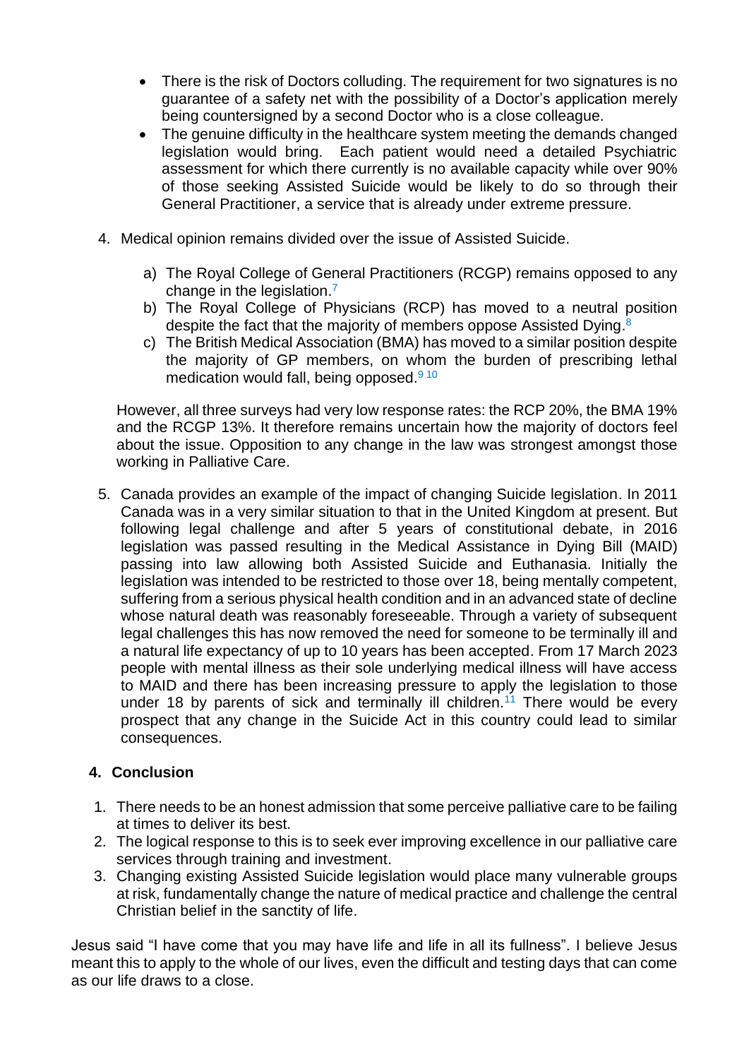- There is the risk of Doctors colluding. The requirement for two signatures is no guarantee of a safety net with the possibility of a Doctor's application merely being countersigned by a second Doctor who is a close colleague.
- The genuine difficulty in the healthcare system meeting the demands changed legislation would bring. Each patient would need a detailed Psychiatric assessment for which there currently is no available capacity while over 90% of those seeking Assisted Suicide would be likely to do so through their General Practitioner, a service that is already under extreme pressure.

4. Medical opinion remains divided over the issue of Assisted Suicide.

    a) The Royal College of General Practitioners (RCGP) remains opposed to any change in the legislation.[7]
    b) The Royal College of Physicians (RCP) has moved to a neutral position despite the fact that the majority of members oppose Assisted Dying.[8]
    c) The British Medical Association (BMA) has moved to a similar position despite the majority of GP members, on whom the burden of prescribing lethal medication would fall, being opposed.[9] [10]

    However, all three surveys had very low response rates: the RCP 20%, the BMA 19% and the RCGP 13%. It therefore remains uncertain how the majority of doctors feel about the issue. Opposition to any change in the law was strongest amongst those working in Palliative Care.

5. Canada provides an example of the impact of changing Suicide legislation. In 2011 Canada was in a very similar situation to that in the United Kingdom at present. But following legal challenge and after 5 years of constitutional debate, in 2016 legislation was passed resulting in the Medical Assistance in Dying Bill (MAID) passing into law allowing both Assisted Suicide and Euthanasia. Initially the legislation was intended to be restricted to those over 18, being mentally competent, suffering from a serious physical health condition and in an advanced state of decline whose natural death was reasonably foreseeable. Through a variety of subsequent legal challenges this has now removed the need for someone to be terminally ill and a natural life expectancy of up to 10 years has been accepted. From 17 March 2023 people with mental illness as their sole underlying medical illness will have access to MAID and there has been increasing pressure to apply the legislation to those under 18 by parents of sick and terminally ill children.[11] There would be every prospect that any change in the Suicide Act in this country could lead to similar consequences.

## 4. Conclusion

1. There needs to be an honest admission that some perceive palliative care to be failing at times to deliver its best.
2. The logical response to this is to seek ever improving excellence in our palliative care services through training and investment.
3. Changing existing Assisted Suicide legislation would place many vulnerable groups at risk, fundamentally change the nature of medical practice and challenge the central Christian belief in the sanctity of life.

Jesus said "I have come that you may have life and life in all its fullness". I believe Jesus meant this to apply to the whole of our lives, even the difficult and testing days that can come as our life draws to a close.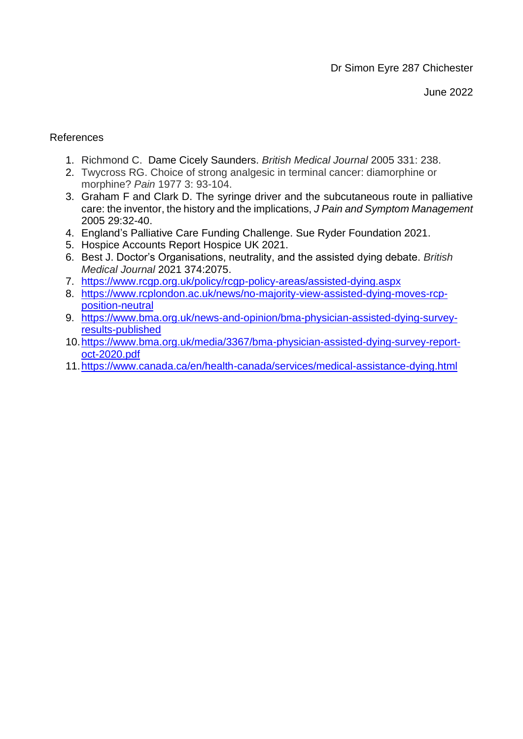Dr Simon Eyre 287 Chichester

June 2022

References

1. Richmond C. Dame Cicely Saunders. *British Medical Journal* 2005 331: 238.
2. Twycross RG. Choice of strong analgesic in terminal cancer: diamorphine or morphine? *Pain* 1977 3: 93-104.
3. Graham F and Clark D. The syringe driver and the subcutaneous route in palliative care: the inventor, the history and the implications, *J Pain and Symptom Management* 2005 29:32-40.
4. England's Palliative Care Funding Challenge. Sue Ryder Foundation 2021.
5. Hospice Accounts Report Hospice UK 2021.
6. Best J. Doctor's Organisations, neutrality, and the assisted dying debate. *British Medical Journal* 2021 374:2075.
7. https://www.rcgp.org.uk/policy/rcgp-policy-areas/assisted-dying.aspx
8. https://www.rcplondon.ac.uk/news/no-majority-view-assisted-dying-moves-rcp-position-neutral
9. https://www.bma.org.uk/news-and-opinion/bma-physician-assisted-dying-survey-results-published
10. https://www.bma.org.uk/media/3367/bma-physician-assisted-dying-survey-report-oct-2020.pdf
11. https://www.canada.ca/en/health-canada/services/medical-assistance-dying.html